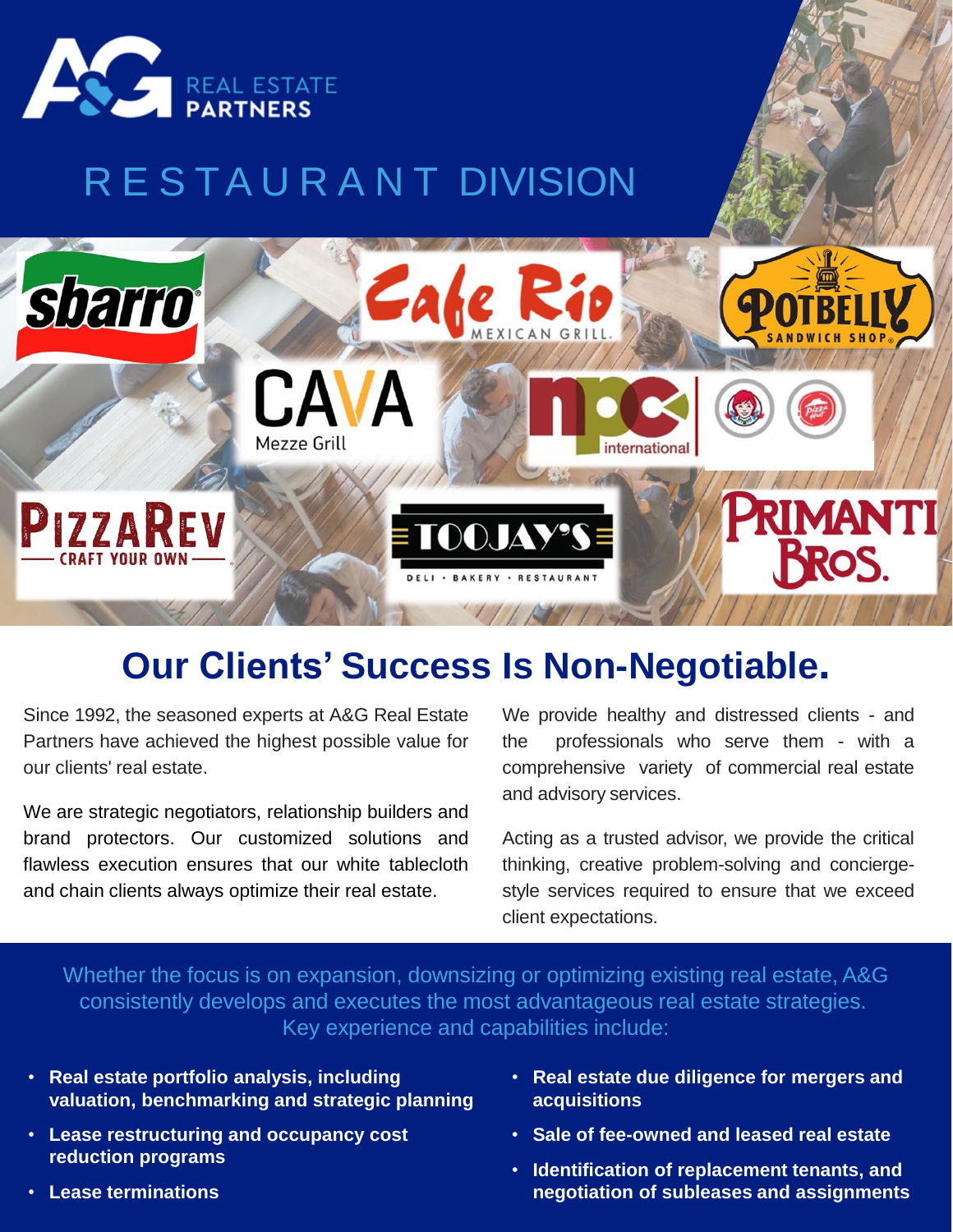A&G REAL ESTATE PARTNERS

# RESTAURANT DIVISION

## Our Clients' Success Is Non-Negotiable.

Since 1992, the seasoned experts at A&G Real Estate Partners have achieved the highest possible value for our clients' real estate.

We are strategic negotiators, relationship builders and brand protectors. Our customized solutions and flawless execution ensures that our white tablecloth and chain clients always optimize their real estate.

We provide healthy and distressed clients - and the professionals who serve them - with a comprehensive variety of commercial real estate and advisory services.

Acting as a trusted advisor, we provide the critical thinking, creative problem-solving and concierge-style services required to ensure that we exceed client expectations.

Whether the focus is on expansion, downsizing or optimizing existing real estate, A&G consistently develops and executes the most advantageous real estate strategies. Key experience and capabilities include:

- **Real estate portfolio analysis, including valuation, benchmarking and strategic planning**
- **Lease restructuring and occupancy cost reduction programs**
- **Lease terminations**
- **Real estate due diligence for mergers and acquisitions**
- **Sale of fee-owned and leased real estate**
- **Identification of replacement tenants, and negotiation of subleases and assignments**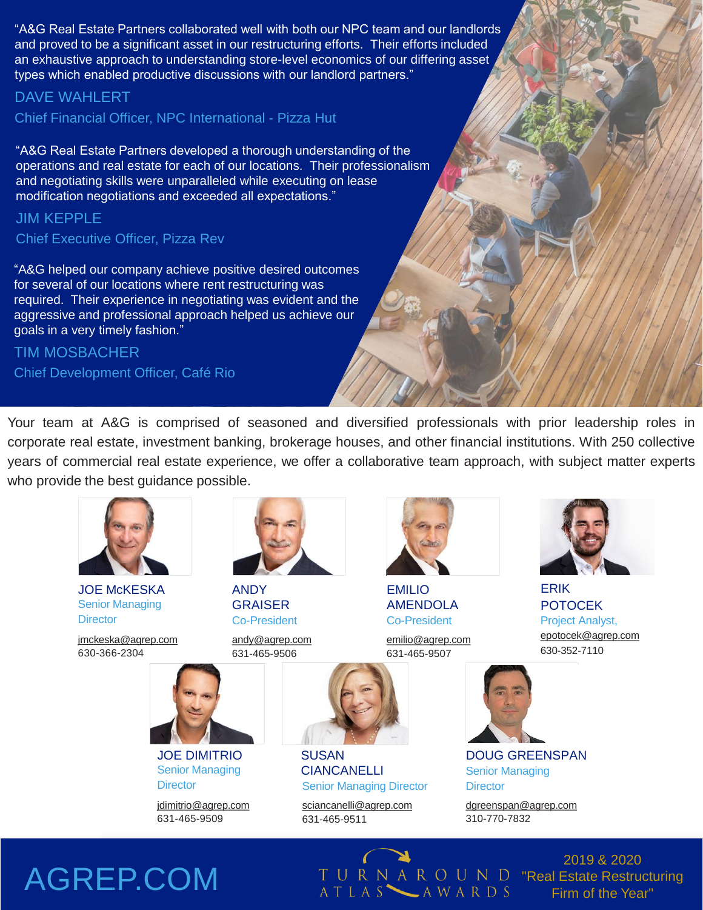"A&G Real Estate Partners collaborated well with both our NPC team and our landlords and proved to be a significant asset in our restructuring efforts. Their efforts included an exhaustive approach to understanding store-level economics of our differing asset types which enabled productive discussions with our landlord partners."

DAVE WAHLERT
Chief Financial Officer, NPC International - Pizza Hut

"A&G Real Estate Partners developed a thorough understanding of the operations and real estate for each of our locations. Their professionalism and negotiating skills were unparalleled while executing on lease modification negotiations and exceeded all expectations."

JIM KEPPLE
Chief Executive Officer, Pizza Rev

"A&G helped our company achieve positive desired outcomes for several of our locations where rent restructuring was required. Their experience in negotiating was evident and the aggressive and professional approach helped us achieve our goals in a very timely fashion."

TIM MOSBACHER
Chief Development Officer, Café Rio

Your team at A&G is comprised of seasoned and diversified professionals with prior leadership roles in corporate real estate, investment banking, brokerage houses, and other financial institutions. With 250 collective years of commercial real estate experience, we offer a collaborative team approach, with subject matter experts who provide the best guidance possible.

JOE McKESKA
Senior Managing Director
jmckeska@agrep.com
630-366-2304

ANDY GRAISER
Co-President
andy@agrep.com
631-465-9506

EMILIO AMENDOLA
Co-President
emilio@agrep.com
631-465-9507

ERIK POTOCEK
Project Analyst,
epotocek@agrep.com
630-352-7110

JOE DIMITRIO
Senior Managing Director
jdimitrio@agrep.com
631-465-9509

SUSAN CIANCANELLI
Senior Managing Director
sciancanelli@agrep.com
631-465-9511

DOUG GREENSPAN
Senior Managing Director
dgreenspan@agrep.com
310-770-7832

AGREP.COM

TURNAROUND ATLAS AWARDS

2019 & 2020
"Real Estate Restructuring Firm of the Year"